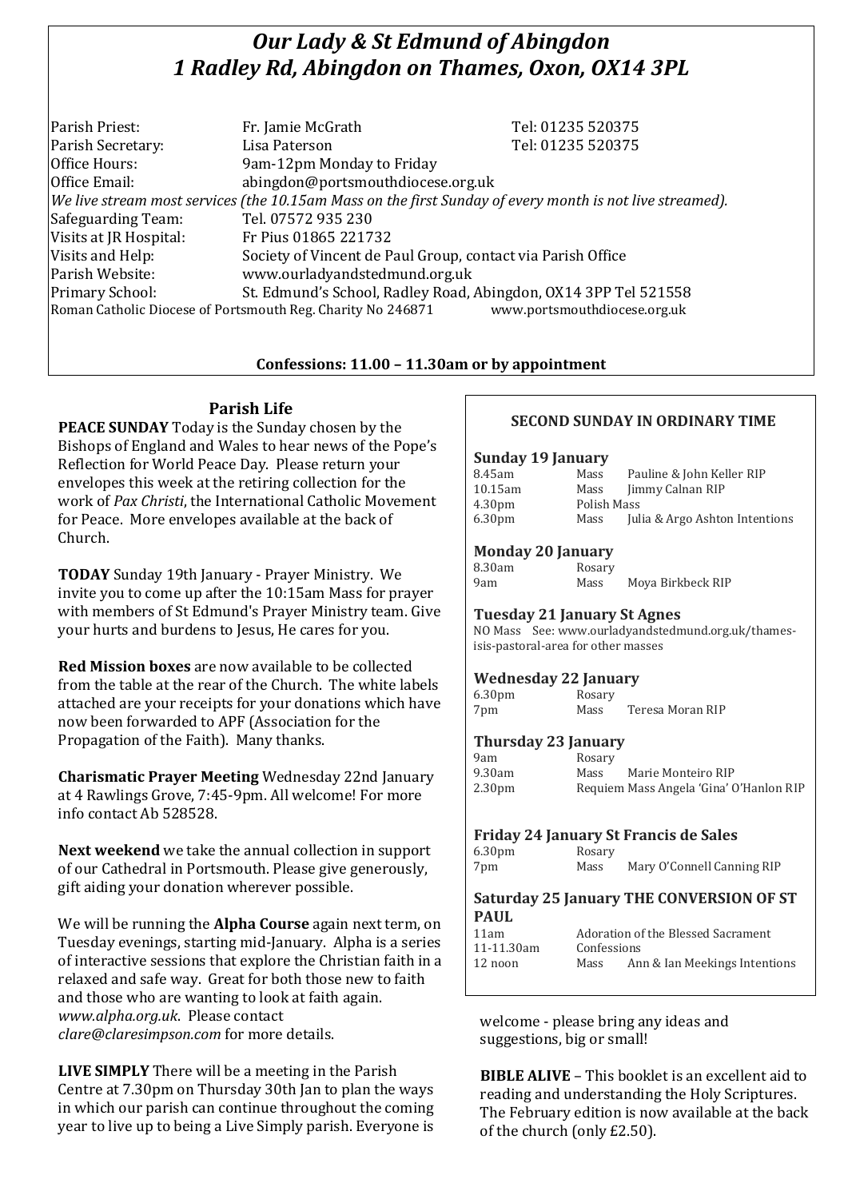# *Our Lady & St Edmund of Abingdon*
# *1 Radley Rd, Abingdon on Thames, Oxon, OX14 3PL*

| | | |
|---|---|---|
| Parish Priest: | Fr. Jamie McGrath | Tel: 01235 520375 |
| Parish Secretary: | Lisa Paterson | Tel: 01235 520375 |
| Office Hours: | 9am-12pm Monday to Friday | |
| Office Email: | abingdon@portsmouthdiocese.org.uk | |

*We live stream most services (the 10.15am Mass on the first Sunday of every month is not live streamed).*

| | |
|---|---|
| Safeguarding Team: | Tel. 07572 935 230 |
| Visits at JR Hospital: | Fr Pius 01865 221732 |
| Visits and Help: | Society of Vincent de Paul Group, contact via Parish Office |
| Parish Website: | www.ourladyandstedmund.org.uk |
| Primary School: | St. Edmund's School, Radley Road, Abingdon, OX14 3PP Tel 521558 |

Roman Catholic Diocese of Portsmouth Reg. Charity No 246871 www.portsmouthdiocese.org.uk

**Confessions: 11.00 – 11.30am or by appointment**

## Parish Life

**PEACE SUNDAY** Today is the Sunday chosen by the Bishops of England and Wales to hear news of the Pope's Reflection for World Peace Day. Please return your envelopes this week at the retiring collection for the work of *Pax Christi*, the International Catholic Movement for Peace. More envelopes available at the back of Church.

**TODAY** Sunday 19th January - Prayer Ministry. We invite you to come up after the 10:15am Mass for prayer with members of St Edmund's Prayer Ministry team. Give your hurts and burdens to Jesus, He cares for you.

**Red Mission boxes** are now available to be collected from the table at the rear of the Church. The white labels attached are your receipts for your donations which have now been forwarded to APF (Association for the Propagation of the Faith). Many thanks.

**Charismatic Prayer Meeting** Wednesday 22nd January at 4 Rawlings Grove, 7:45-9pm. All welcome! For more info contact Ab 528528.

**Next weekend** we take the annual collection in support of our Cathedral in Portsmouth. Please give generously, gift aiding your donation wherever possible.

We will be running the **Alpha Course** again next term, on Tuesday evenings, starting mid-January. Alpha is a series of interactive sessions that explore the Christian faith in a relaxed and safe way. Great for both those new to faith and those who are wanting to look at faith again. *www.alpha.org.uk*. Please contact *clare@claresimpson.com* for more details.

**LIVE SIMPLY** There will be a meeting in the Parish Centre at 7.30pm on Thursday 30th Jan to plan the ways in which our parish can continue throughout the coming year to live up to being a Live Simply parish. Everyone is welcome - please bring any ideas and suggestions, big or small!

**BIBLE ALIVE** – This booklet is an excellent aid to reading and understanding the Holy Scriptures. The February edition is now available at the back of the church (only £2.50).

## SECOND SUNDAY IN ORDINARY TIME

### Sunday 19 January

| | | |
|---|---|---|
| 8.45am | Mass | Pauline & John Keller RIP |
| 10.15am | Mass | Jimmy Calnan RIP |
| 4.30pm | Polish Mass | |
| 6.30pm | Mass | Julia & Argo Ashton Intentions |

### Monday 20 January

| | | |
|---|---|---|
| 8.30am | Rosary | |
| 9am | Mass | Moya Birkbeck RIP |

### Tuesday 21 January St Agnes

NO Mass See: www.ourladyandstedmund.org.uk/thames-isis-pastoral-area for other masses

### Wednesday 22 January

| | | |
|---|---|---|
| 6.30pm | Rosary | |
| 7pm | Mass | Teresa Moran RIP |

### Thursday 23 January

| | | |
|---|---|---|
| 9am | Rosary | |
| 9.30am | Mass | Marie Monteiro RIP |
| 2.30pm | Requiem Mass Angela 'Gina' O'Hanlon RIP | |

### Friday 24 January St Francis de Sales

| | | |
|---|---|---|
| 6.30pm | Rosary | |
| 7pm | Mass | Mary O'Connell Canning RIP |

### Saturday 25 January THE CONVERSION OF ST PAUL

| | | |
|---|---|---|
| 11am | Adoration of the Blessed Sacrament | |
| 11-11.30am | Confessions | |
| 12 noon | Mass | Ann & Ian Meekings Intentions |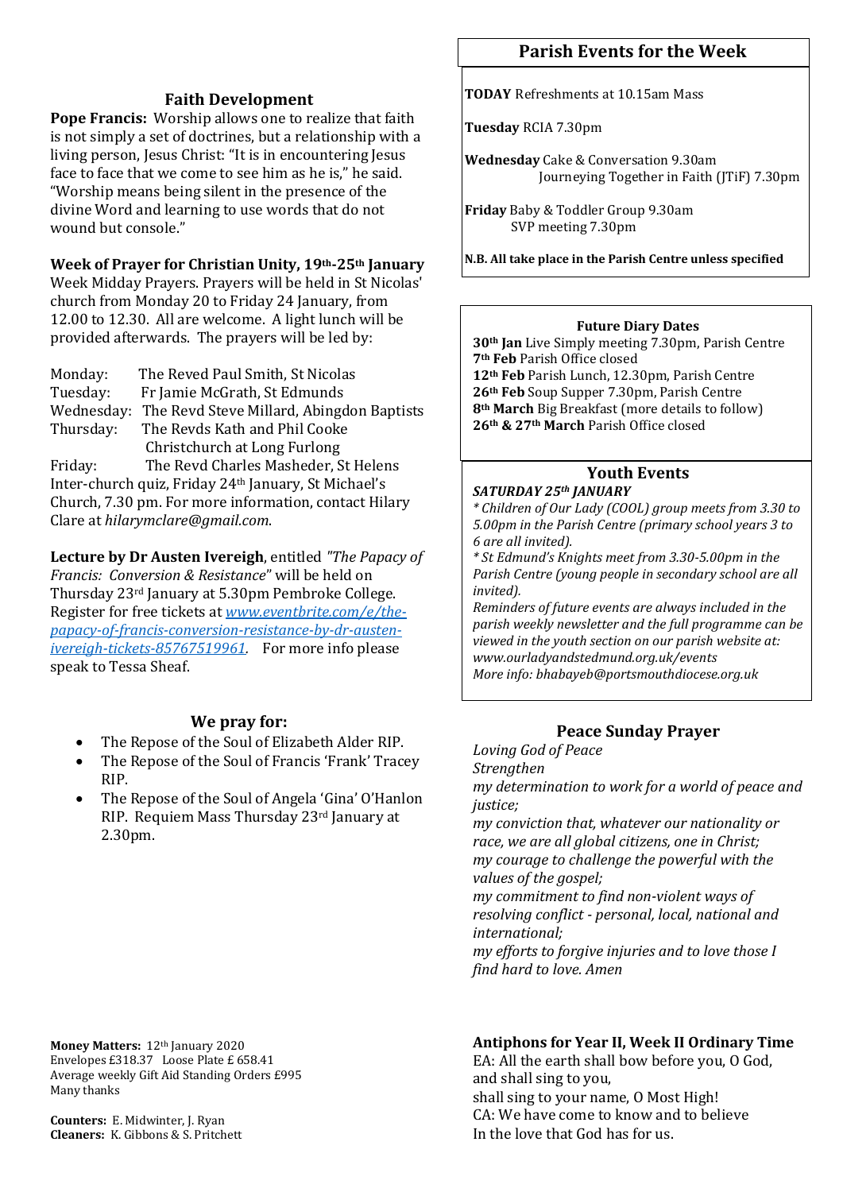## Faith Development

**Pope Francis:** Worship allows one to realize that faith is not simply a set of doctrines, but a relationship with a living person, Jesus Christ: "It is in encountering Jesus face to face that we come to see him as he is," he said. "Worship means being silent in the presence of the divine Word and learning to use words that do not wound but console."

**Week of Prayer for Christian Unity, 19th-25th January**

Week Midday Prayers. Prayers will be held in St Nicolas' church from Monday 20 to Friday 24 January, from 12.00 to 12.30. All are welcome. A light lunch will be provided afterwards. The prayers will be led by:

| | |
|---|---|
| Monday: | The Reved Paul Smith, St Nicolas |
| Tuesday: | Fr Jamie McGrath, St Edmunds |
| Wednesday: | The Revd Steve Millard, Abingdon Baptists |
| Thursday: | The Revds Kath and Phil Cooke Christchurch at Long Furlong |
| Friday: | The Revd Charles Masheder, St Helens |

Inter-church quiz, Friday 24th January, St Michael's Church, 7.30 pm. For more information, contact Hilary Clare at *hilarymclare@gmail.com*.

**Lecture by Dr Austen Ivereigh**, entitled *"The Papacy of Francis: Conversion & Resistance"* will be held on Thursday 23rd January at 5.30pm Pembroke College. Register for free tickets at *www.eventbrite.com/e/the-papacy-of-francis-conversion-resistance-by-dr-austen-ivereigh-tickets-85767519961*. For more info please speak to Tessa Sheaf.

## We pray for:

- The Repose of the Soul of Elizabeth Alder RIP.
- The Repose of the Soul of Francis 'Frank' Tracey RIP.
- The Repose of the Soul of Angela 'Gina' O'Hanlon RIP. Requiem Mass Thursday 23rd January at 2.30pm.

**Money Matters:** 12th January 2020
Envelopes £318.37 Loose Plate £ 658.41
Average weekly Gift Aid Standing Orders £995
Many thanks

**Counters:** E. Midwinter, J. Ryan
**Cleaners:** K. Gibbons & S. Pritchett

## Parish Events for the Week

**TODAY** Refreshments at 10.15am Mass

**Tuesday** RCIA 7.30pm

**Wednesday** Cake & Conversation 9.30am
Journeying Together in Faith (JTiF) 7.30pm

**Friday** Baby & Toddler Group 9.30am
SVP meeting 7.30pm

**N.B. All take place in the Parish Centre unless specified**

### Future Diary Dates

**30th Jan** Live Simply meeting 7.30pm, Parish Centre
**7th Feb** Parish Office closed
**12th Feb** Parish Lunch, 12.30pm, Parish Centre
**26th Feb** Soup Supper 7.30pm, Parish Centre
**8th March** Big Breakfast (more details to follow)
**26th & 27th March** Parish Office closed

## Youth Events

***SATURDAY 25th JANUARY***

*\* Children of Our Lady (COOL) group meets from 3.30 to 5.00pm in the Parish Centre (primary school years 3 to 6 are all invited).*

*\* St Edmund's Knights meet from 3.30-5.00pm in the Parish Centre (young people in secondary school are all invited).*

*Reminders of future events are always included in the parish weekly newsletter and the full programme can be viewed in the youth section on our parish website at: www.ourladyandstedmund.org.uk/events*
*More info: bhabayeb@portsmouthdiocese.org.uk*

## Peace Sunday Prayer

*Loving God of Peace*
*Strengthen*
*my determination to work for a world of peace and justice;*
*my conviction that, whatever our nationality or race, we are all global citizens, one in Christ;*
*my courage to challenge the powerful with the values of the gospel;*
*my commitment to find non-violent ways of resolving conflict - personal, local, national and international;*
*my efforts to forgive injuries and to love those I find hard to love. Amen*

### Antiphons for Year II, Week II Ordinary Time

EA: All the earth shall bow before you, O God,
and shall sing to you,
shall sing to your name, O Most High!
CA: We have come to know and to believe
In the love that God has for us.